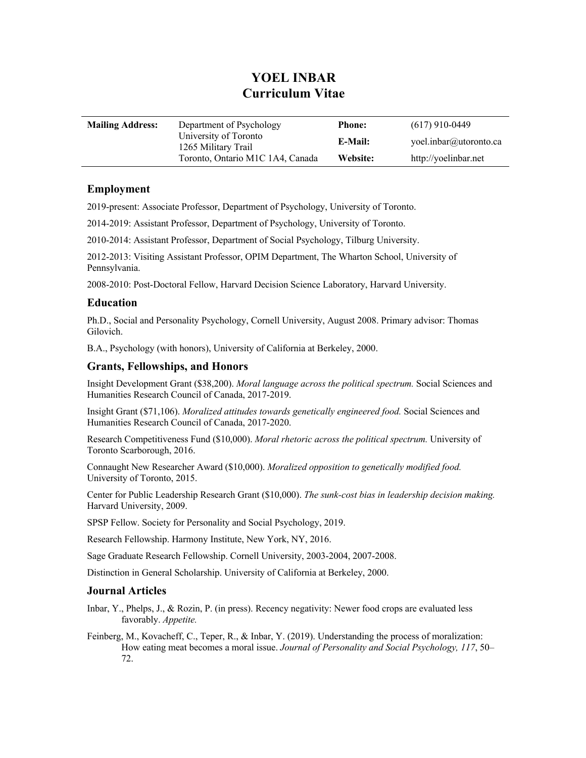# YOEL INBAR
# Curriculum Vitae

| **Mailing Address:** | Department of Psychology<br>University of Toronto<br>1265 Military Trail<br>Toronto, Ontario M1C 1A4, Canada | **Phone:**<br>**E-Mail:**<br>**Website:** | (617) 910-0449<br>yoel.inbar@utoronto.ca<br>http://yoelinbar.net |
|---|---|---|---|

## Employment

2019-present: Associate Professor, Department of Psychology, University of Toronto.

2014-2019: Assistant Professor, Department of Psychology, University of Toronto.

2010-2014: Assistant Professor, Department of Social Psychology, Tilburg University.

2012-2013: Visiting Assistant Professor, OPIM Department, The Wharton School, University of Pennsylvania.

2008-2010: Post-Doctoral Fellow, Harvard Decision Science Laboratory, Harvard University.

## Education

Ph.D., Social and Personality Psychology, Cornell University, August 2008. Primary advisor: Thomas Gilovich.

B.A., Psychology (with honors), University of California at Berkeley, 2000.

## Grants, Fellowships, and Honors

Insight Development Grant ($38,200). *Moral language across the political spectrum.* Social Sciences and Humanities Research Council of Canada, 2017-2019.

Insight Grant ($71,106). *Moralized attitudes towards genetically engineered food.* Social Sciences and Humanities Research Council of Canada, 2017-2020.

Research Competitiveness Fund ($10,000). *Moral rhetoric across the political spectrum.* University of Toronto Scarborough, 2016.

Connaught New Researcher Award ($10,000). *Moralized opposition to genetically modified food.* University of Toronto, 2015.

Center for Public Leadership Research Grant ($10,000). *The sunk-cost bias in leadership decision making.* Harvard University, 2009.

SPSP Fellow. Society for Personality and Social Psychology, 2019.

Research Fellowship. Harmony Institute, New York, NY, 2016.

Sage Graduate Research Fellowship. Cornell University, 2003-2004, 2007-2008.

Distinction in General Scholarship. University of California at Berkeley, 2000.

## Journal Articles

Inbar, Y., Phelps, J., & Rozin, P. (in press). Recency negativity: Newer food crops are evaluated less favorably. *Appetite.*

Feinberg, M., Kovacheff, C., Teper, R., & Inbar, Y. (2019). Understanding the process of moralization: How eating meat becomes a moral issue. *Journal of Personality and Social Psychology, 117*, 50–72.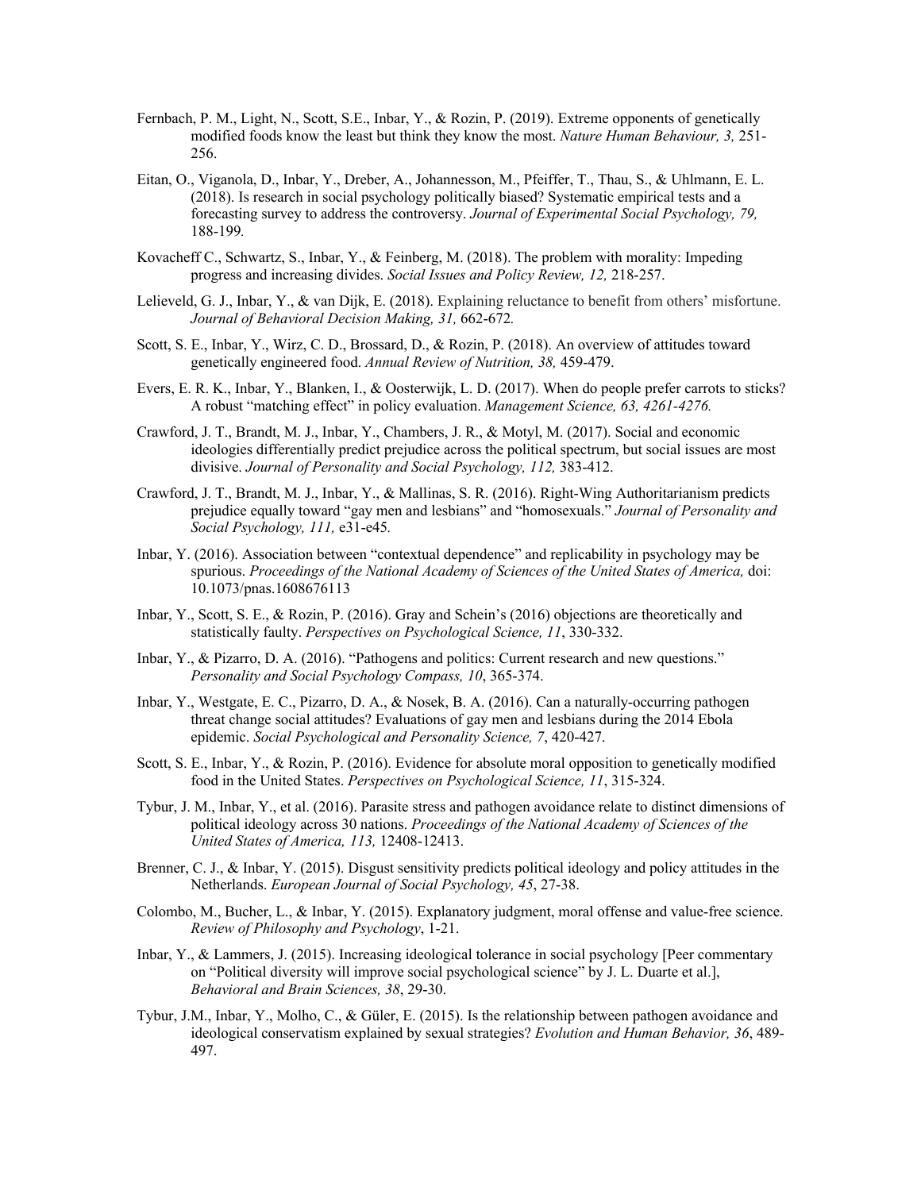Fernbach, P. M., Light, N., Scott, S.E., Inbar, Y., & Rozin, P. (2019). Extreme opponents of genetically modified foods know the least but think they know the most. *Nature Human Behaviour, 3,* 251-256.

Eitan, O., Viganola, D., Inbar, Y., Dreber, A., Johannesson, M., Pfeiffer, T., Thau, S., & Uhlmann, E. L. (2018). Is research in social psychology politically biased? Systematic empirical tests and a forecasting survey to address the controversy. *Journal of Experimental Social Psychology, 79,* 188-199*.*

Kovacheff C., Schwartz, S., Inbar, Y., & Feinberg, M. (2018). The problem with morality: Impeding progress and increasing divides. *Social Issues and Policy Review, 12,* 218-257.

Lelieveld, G. J., Inbar, Y., & van Dijk, E. (2018). Explaining reluctance to benefit from others' misfortune. *Journal of Behavioral Decision Making, 31,* 662-672*.*

Scott, S. E., Inbar, Y., Wirz, C. D., Brossard, D., & Rozin, P. (2018). An overview of attitudes toward genetically engineered food. *Annual Review of Nutrition, 38,* 459-479.

Evers, E. R. K., Inbar, Y., Blanken, I., & Oosterwijk, L. D. (2017). When do people prefer carrots to sticks? A robust "matching effect" in policy evaluation. *Management Science, 63, 4261-4276.*

Crawford, J. T., Brandt, M. J., Inbar, Y., Chambers, J. R., & Motyl, M. (2017). Social and economic ideologies differentially predict prejudice across the political spectrum, but social issues are most divisive. *Journal of Personality and Social Psychology, 112,* 383-412.

Crawford, J. T., Brandt, M. J., Inbar, Y., & Mallinas, S. R. (2016). Right-Wing Authoritarianism predicts prejudice equally toward "gay men and lesbians" and "homosexuals." *Journal of Personality and Social Psychology, 111,* e31-e45*.*

Inbar, Y. (2016). Association between "contextual dependence" and replicability in psychology may be spurious. *Proceedings of the National Academy of Sciences of the United States of America,* doi: 10.1073/pnas.1608676113

Inbar, Y., Scott, S. E., & Rozin, P. (2016). Gray and Schein's (2016) objections are theoretically and statistically faulty. *Perspectives on Psychological Science, 11*, 330-332.

Inbar, Y., & Pizarro, D. A. (2016). "Pathogens and politics: Current research and new questions." *Personality and Social Psychology Compass, 10*, 365-374.

Inbar, Y., Westgate, E. C., Pizarro, D. A., & Nosek, B. A. (2016). Can a naturally-occurring pathogen threat change social attitudes? Evaluations of gay men and lesbians during the 2014 Ebola epidemic. *Social Psychological and Personality Science, 7*, 420-427.

Scott, S. E., Inbar, Y., & Rozin, P. (2016). Evidence for absolute moral opposition to genetically modified food in the United States. *Perspectives on Psychological Science, 11*, 315-324.

Tybur, J. M., Inbar, Y., et al. (2016). Parasite stress and pathogen avoidance relate to distinct dimensions of political ideology across 30 nations. *Proceedings of the National Academy of Sciences of the United States of America, 113,* 12408-12413.

Brenner, C. J., & Inbar, Y. (2015). Disgust sensitivity predicts political ideology and policy attitudes in the Netherlands. *European Journal of Social Psychology, 45*, 27-38.

Colombo, M., Bucher, L., & Inbar, Y. (2015). Explanatory judgment, moral offense and value-free science. *Review of Philosophy and Psychology*, 1-21.

Inbar, Y., & Lammers, J. (2015). Increasing ideological tolerance in social psychology [Peer commentary on "Political diversity will improve social psychological science" by J. L. Duarte et al.], *Behavioral and Brain Sciences, 38*, 29-30.

Tybur, J.M., Inbar, Y., Molho, C., & Güler, E. (2015). Is the relationship between pathogen avoidance and ideological conservatism explained by sexual strategies? *Evolution and Human Behavior, 36*, 489-497.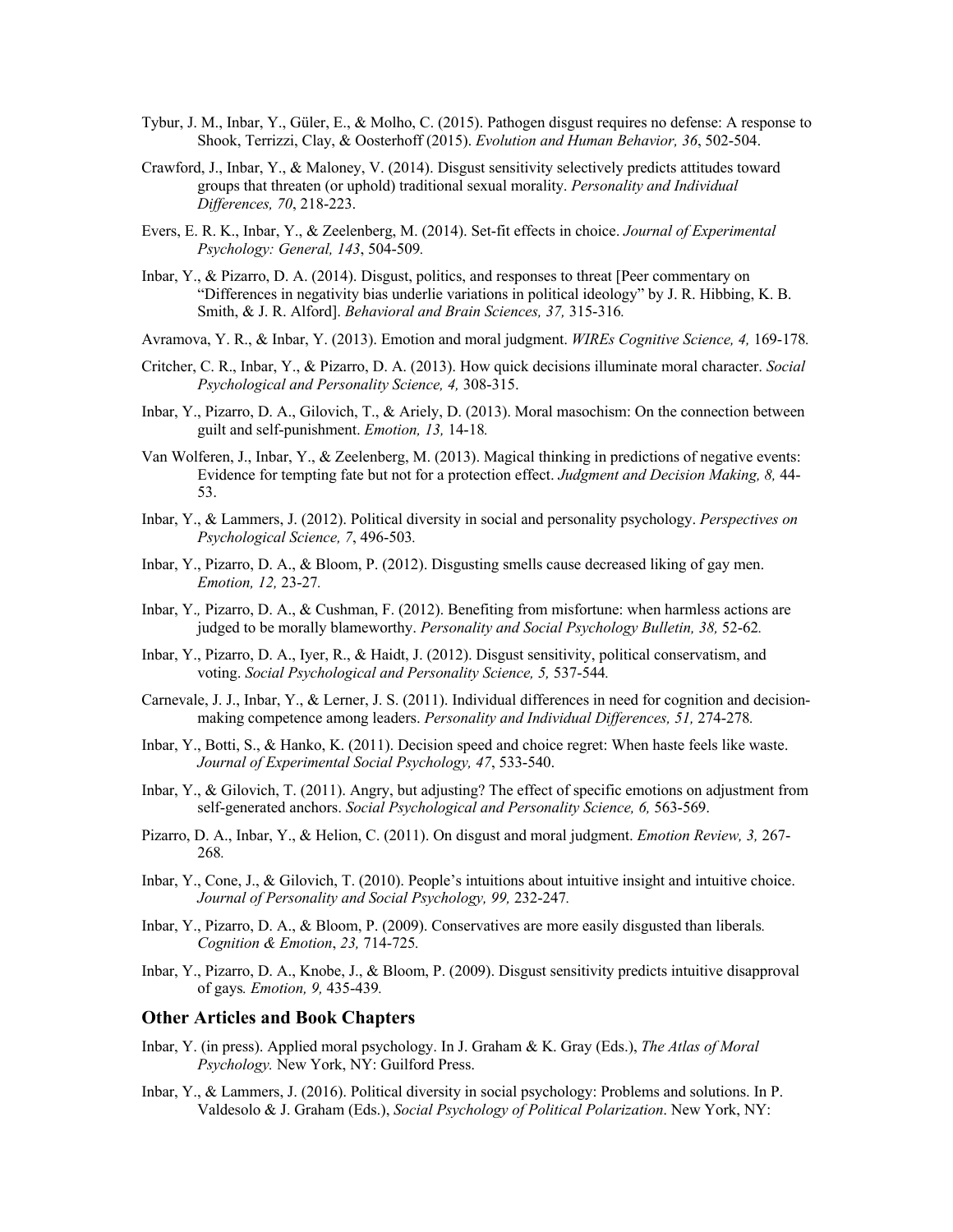Tybur, J. M., Inbar, Y., Güler, E., & Molho, C. (2015). Pathogen disgust requires no defense: A response to Shook, Terrizzi, Clay, & Oosterhoff (2015). *Evolution and Human Behavior, 36*, 502-504.

Crawford, J., Inbar, Y., & Maloney, V. (2014). Disgust sensitivity selectively predicts attitudes toward groups that threaten (or uphold) traditional sexual morality. *Personality and Individual Differences, 70*, 218-223.

Evers, E. R. K., Inbar, Y., & Zeelenberg, M. (2014). Set-fit effects in choice. *Journal of Experimental Psychology: General, 143*, 504-509.

Inbar, Y., & Pizarro, D. A. (2014). Disgust, politics, and responses to threat [Peer commentary on "Differences in negativity bias underlie variations in political ideology" by J. R. Hibbing, K. B. Smith, & J. R. Alford]. *Behavioral and Brain Sciences, 37,* 315-316.

Avramova, Y. R., & Inbar, Y. (2013). Emotion and moral judgment. *WIREs Cognitive Science, 4,* 169-178.

Critcher, C. R., Inbar, Y., & Pizarro, D. A. (2013). How quick decisions illuminate moral character. *Social Psychological and Personality Science, 4,* 308-315.

Inbar, Y., Pizarro, D. A., Gilovich, T., & Ariely, D. (2013). Moral masochism: On the connection between guilt and self-punishment. *Emotion, 13,* 14-18.

Van Wolferen, J., Inbar, Y., & Zeelenberg, M. (2013). Magical thinking in predictions of negative events: Evidence for tempting fate but not for a protection effect. *Judgment and Decision Making, 8,* 44-53.

Inbar, Y., & Lammers, J. (2012). Political diversity in social and personality psychology. *Perspectives on Psychological Science, 7*, 496-503.

Inbar, Y., Pizarro, D. A., & Bloom, P. (2012). Disgusting smells cause decreased liking of gay men. *Emotion, 12,* 23-27.

Inbar, Y., Pizarro, D. A., & Cushman, F. (2012). Benefiting from misfortune: when harmless actions are judged to be morally blameworthy. *Personality and Social Psychology Bulletin, 38,* 52-62.

Inbar, Y., Pizarro, D. A., Iyer, R., & Haidt, J. (2012). Disgust sensitivity, political conservatism, and voting. *Social Psychological and Personality Science, 5,* 537-544.

Carnevale, J. J., Inbar, Y., & Lerner, J. S. (2011). Individual differences in need for cognition and decision-making competence among leaders. *Personality and Individual Differences, 51,* 274-278.

Inbar, Y., Botti, S., & Hanko, K. (2011). Decision speed and choice regret: When haste feels like waste. *Journal of Experimental Social Psychology, 47*, 533-540.

Inbar, Y., & Gilovich, T. (2011). Angry, but adjusting? The effect of specific emotions on adjustment from self-generated anchors. *Social Psychological and Personality Science, 6,* 563-569.

Pizarro, D. A., Inbar, Y., & Helion, C. (2011). On disgust and moral judgment. *Emotion Review, 3,* 267-268.

Inbar, Y., Cone, J., & Gilovich, T. (2010). People's intuitions about intuitive insight and intuitive choice. *Journal of Personality and Social Psychology, 99,* 232-247.

Inbar, Y., Pizarro, D. A., & Bloom, P. (2009). Conservatives are more easily disgusted than liberals. *Cognition & Emotion*, *23,* 714-725.

Inbar, Y., Pizarro, D. A., Knobe, J., & Bloom, P. (2009). Disgust sensitivity predicts intuitive disapproval of gays. *Emotion, 9,* 435-439.

### Other Articles and Book Chapters

Inbar, Y. (in press). Applied moral psychology. In J. Graham & K. Gray (Eds.), *The Atlas of Moral Psychology.* New York, NY: Guilford Press.

Inbar, Y., & Lammers, J. (2016). Political diversity in social psychology: Problems and solutions. In P. Valdesolo & J. Graham (Eds.), *Social Psychology of Political Polarization*. New York, NY: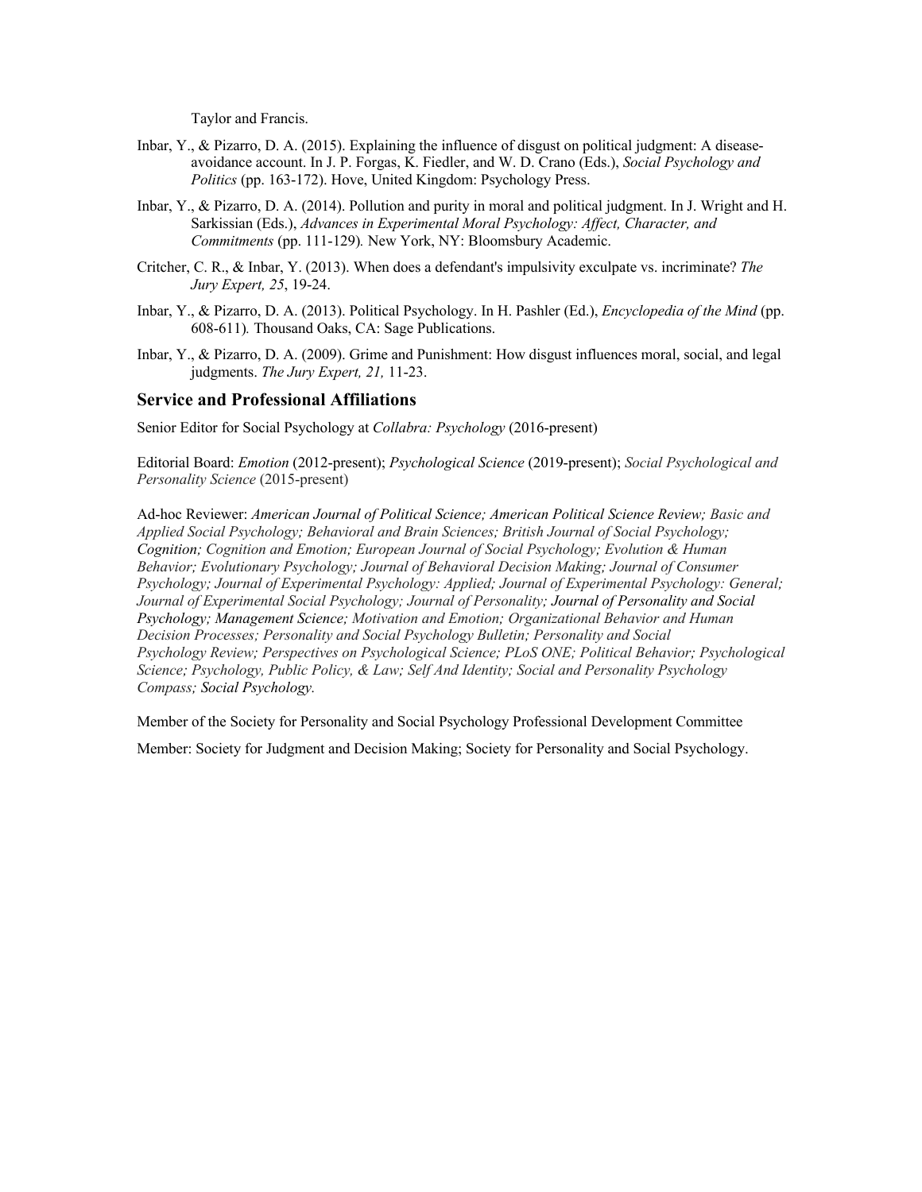Taylor and Francis.

Inbar, Y., & Pizarro, D. A. (2015). Explaining the influence of disgust on political judgment: A disease-avoidance account. In J. P. Forgas, K. Fiedler, and W. D. Crano (Eds.), *Social Psychology and Politics* (pp. 163-172). Hove, United Kingdom: Psychology Press.

Inbar, Y., & Pizarro, D. A. (2014). Pollution and purity in moral and political judgment. In J. Wright and H. Sarkissian (Eds.), *Advances in Experimental Moral Psychology: Affect, Character, and Commitments* (pp. 111-129). New York, NY: Bloomsbury Academic.

Critcher, C. R., & Inbar, Y. (2013). When does a defendant's impulsivity exculpate vs. incriminate? *The Jury Expert, 25*, 19-24.

Inbar, Y., & Pizarro, D. A. (2013). Political Psychology. In H. Pashler (Ed.), *Encyclopedia of the Mind* (pp. 608-611). Thousand Oaks, CA: Sage Publications.

Inbar, Y., & Pizarro, D. A. (2009). Grime and Punishment: How disgust influences moral, social, and legal judgments. *The Jury Expert, 21,* 11-23.

## Service and Professional Affiliations

Senior Editor for Social Psychology at *Collabra: Psychology* (2016-present)

Editorial Board: *Emotion* (2012-present); *Psychological Science* (2019-present); *Social Psychological and Personality Science* (2015-present)

Ad-hoc Reviewer: *American Journal of Political Science; American Political Science Review; Basic and Applied Social Psychology; Behavioral and Brain Sciences; British Journal of Social Psychology; Cognition; Cognition and Emotion; European Journal of Social Psychology; Evolution & Human Behavior; Evolutionary Psychology; Journal of Behavioral Decision Making; Journal of Consumer Psychology; Journal of Experimental Psychology: Applied; Journal of Experimental Psychology: General; Journal of Experimental Social Psychology; Journal of Personality; Journal of Personality and Social Psychology; Management Science; Motivation and Emotion; Organizational Behavior and Human Decision Processes; Personality and Social Psychology Bulletin; Personality and Social Psychology Review; Perspectives on Psychological Science; PLoS ONE; Political Behavior; Psychological Science; Psychology, Public Policy, & Law; Self And Identity; Social and Personality Psychology Compass; Social Psychology.*

Member of the Society for Personality and Social Psychology Professional Development Committee

Member: Society for Judgment and Decision Making; Society for Personality and Social Psychology.